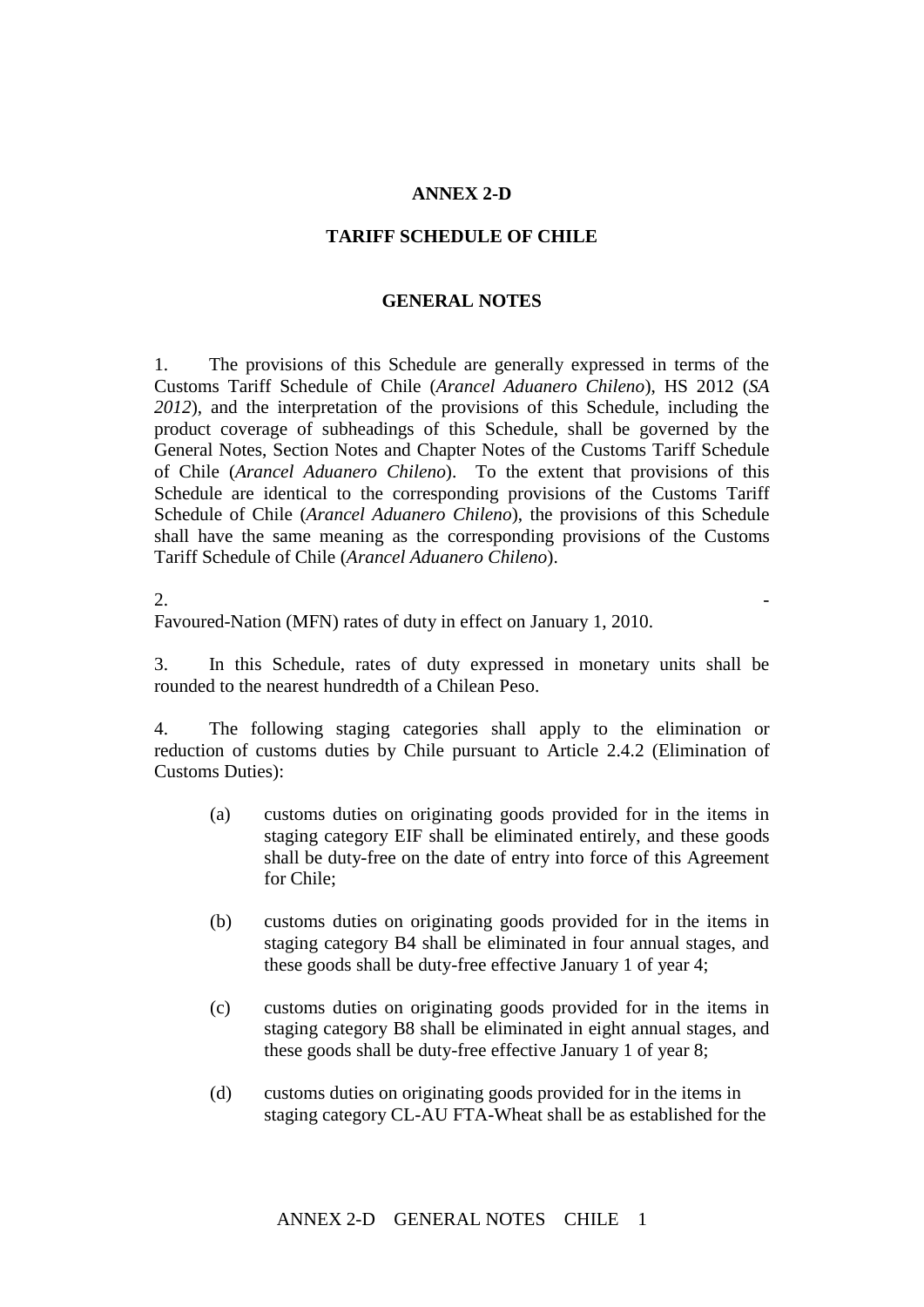# ANNEX 2-D

## TARIFF SCHEDULE OF CHILE

### GENERAL NOTES

1. The provisions of this Schedule are generally expressed in terms of the Customs Tariff Schedule of Chile (*Arancel Aduanero Chileno*), HS 2012 (*SA 2012*), and the interpretation of the provisions of this Schedule, including the product coverage of subheadings of this Schedule, shall be governed by the General Notes, Section Notes and Chapter Notes of the Customs Tariff Schedule of Chile (*Arancel Aduanero Chileno*). To the extent that provisions of this Schedule are identical to the corresponding provisions of the Customs Tariff Schedule of Chile (*Arancel Aduanero Chileno*), the provisions of this Schedule shall have the same meaning as the corresponding provisions of the Customs Tariff Schedule of Chile (*Arancel Aduanero Chileno*).

2. -
Favoured-Nation (MFN) rates of duty in effect on January 1, 2010.

3. In this Schedule, rates of duty expressed in monetary units shall be rounded to the nearest hundredth of a Chilean Peso.

4. The following staging categories shall apply to the elimination or reduction of customs duties by Chile pursuant to Article 2.4.2 (Elimination of Customs Duties):

   (a) customs duties on originating goods provided for in the items in staging category EIF shall be eliminated entirely, and these goods shall be duty-free on the date of entry into force of this Agreement for Chile;

   (b) customs duties on originating goods provided for in the items in staging category B4 shall be eliminated in four annual stages, and these goods shall be duty-free effective January 1 of year 4;

   (c) customs duties on originating goods provided for in the items in staging category B8 shall be eliminated in eight annual stages, and these goods shall be duty-free effective January 1 of year 8;

   (d) customs duties on originating goods provided for in the items in staging category CL-AU FTA-Wheat shall be as established for the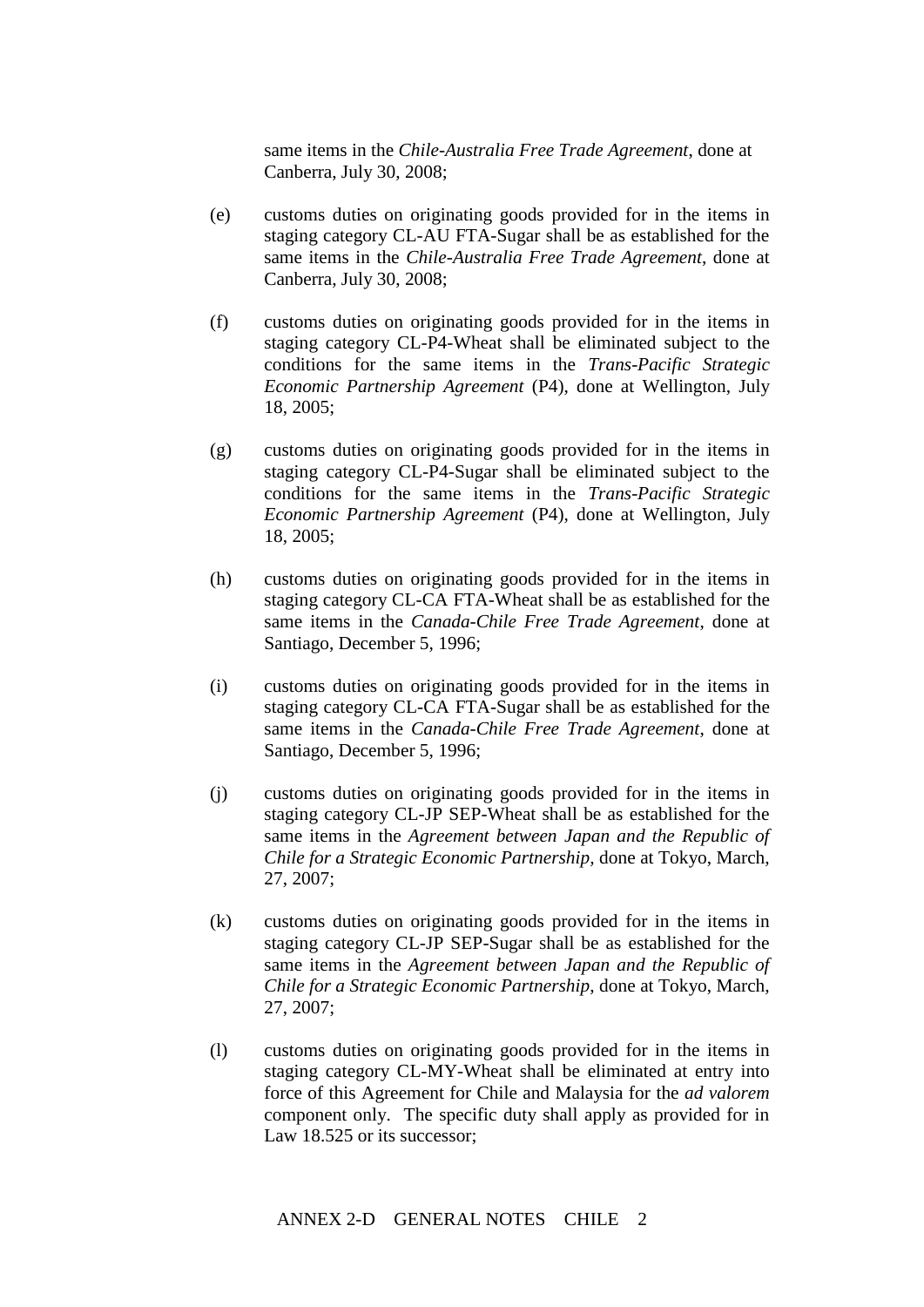same items in the *Chile-Australia Free Trade Agreement*, done at Canberra, July 30, 2008;

(e) customs duties on originating goods provided for in the items in staging category CL-AU FTA-Sugar shall be as established for the same items in the *Chile-Australia Free Trade Agreement*, done at Canberra, July 30, 2008;

(f) customs duties on originating goods provided for in the items in staging category CL-P4-Wheat shall be eliminated subject to the conditions for the same items in the *Trans-Pacific Strategic Economic Partnership Agreement* (P4), done at Wellington, July 18, 2005;

(g) customs duties on originating goods provided for in the items in staging category CL-P4-Sugar shall be eliminated subject to the conditions for the same items in the *Trans-Pacific Strategic Economic Partnership Agreement* (P4), done at Wellington, July 18, 2005;

(h) customs duties on originating goods provided for in the items in staging category CL-CA FTA-Wheat shall be as established for the same items in the *Canada-Chile Free Trade Agreement*, done at Santiago, December 5, 1996;

(i) customs duties on originating goods provided for in the items in staging category CL-CA FTA-Sugar shall be as established for the same items in the *Canada-Chile Free Trade Agreement*, done at Santiago, December 5, 1996;

(j) customs duties on originating goods provided for in the items in staging category CL-JP SEP-Wheat shall be as established for the same items in the *Agreement between Japan and the Republic of Chile for a Strategic Economic Partnership*, done at Tokyo, March, 27, 2007;

(k) customs duties on originating goods provided for in the items in staging category CL-JP SEP-Sugar shall be as established for the same items in the *Agreement between Japan and the Republic of Chile for a Strategic Economic Partnership*, done at Tokyo, March, 27, 2007;

(l) customs duties on originating goods provided for in the items in staging category CL-MY-Wheat shall be eliminated at entry into force of this Agreement for Chile and Malaysia for the *ad valorem* component only. The specific duty shall apply as provided for in Law 18.525 or its successor;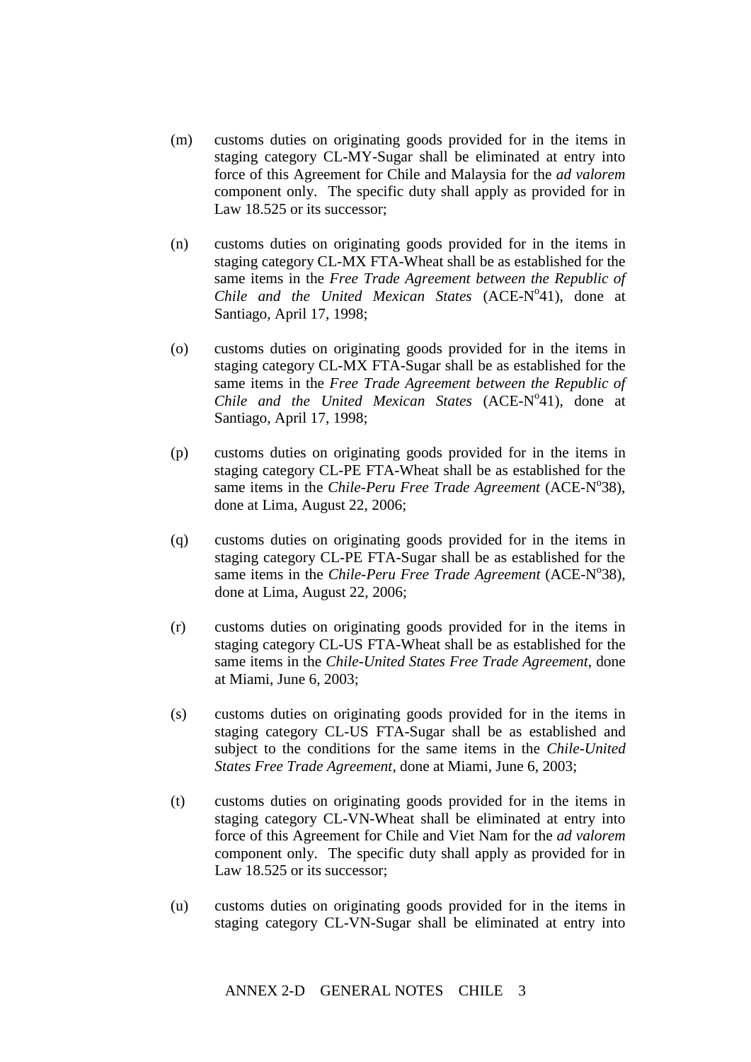(m) customs duties on originating goods provided for in the items in staging category CL-MY-Sugar shall be eliminated at entry into force of this Agreement for Chile and Malaysia for the *ad valorem* component only. The specific duty shall apply as provided for in Law 18.525 or its successor;

(n) customs duties on originating goods provided for in the items in staging category CL-MX FTA-Wheat shall be as established for the same items in the *Free Trade Agreement between the Republic of Chile and the United Mexican States* (ACE-N°41), done at Santiago, April 17, 1998;

(o) customs duties on originating goods provided for in the items in staging category CL-MX FTA-Sugar shall be as established for the same items in the *Free Trade Agreement between the Republic of Chile and the United Mexican States* (ACE-N°41), done at Santiago, April 17, 1998;

(p) customs duties on originating goods provided for in the items in staging category CL-PE FTA-Wheat shall be as established for the same items in the *Chile-Peru Free Trade Agreement* (ACE-N°38), done at Lima, August 22, 2006;

(q) customs duties on originating goods provided for in the items in staging category CL-PE FTA-Sugar shall be as established for the same items in the *Chile-Peru Free Trade Agreement* (ACE-N°38), done at Lima, August 22, 2006;

(r) customs duties on originating goods provided for in the items in staging category CL-US FTA-Wheat shall be as established for the same items in the *Chile-United States Free Trade Agreement*, done at Miami, June 6, 2003;

(s) customs duties on originating goods provided for in the items in staging category CL-US FTA-Sugar shall be as established and subject to the conditions for the same items in the *Chile-United States Free Trade Agreement*, done at Miami, June 6, 2003;

(t) customs duties on originating goods provided for in the items in staging category CL-VN-Wheat shall be eliminated at entry into force of this Agreement for Chile and Viet Nam for the *ad valorem* component only. The specific duty shall apply as provided for in Law 18.525 or its successor;

(u) customs duties on originating goods provided for in the items in staging category CL-VN-Sugar shall be eliminated at entry into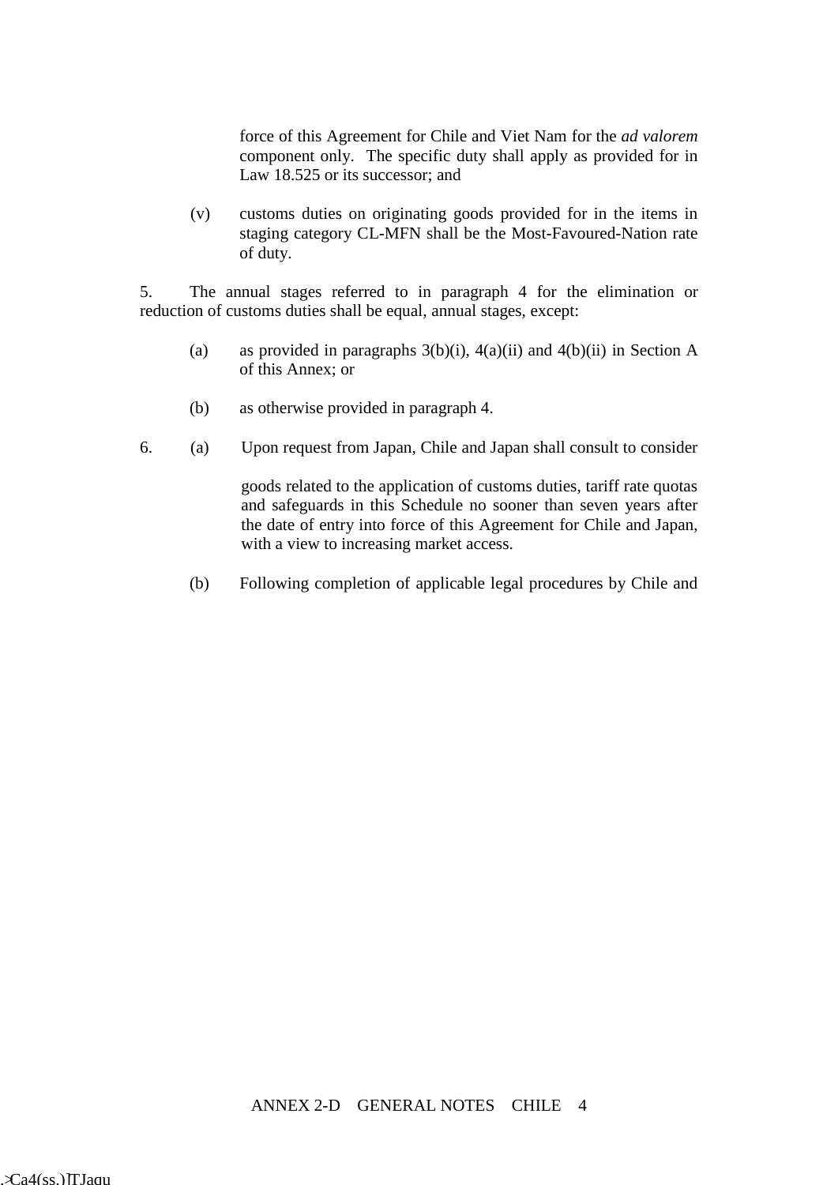force of this Agreement for Chile and Viet Nam for the *ad valorem* component only. The specific duty shall apply as provided for in Law 18.525 or its successor; and

(v) customs duties on originating goods provided for in the items in staging category CL-MFN shall be the Most-Favoured-Nation rate of duty.

5. The annual stages referred to in paragraph 4 for the elimination or reduction of customs duties shall be equal, annual stages, except:

(a) as provided in paragraphs 3(b)(i), 4(a)(ii) and 4(b)(ii) in Section A of this Annex; or

(b) as otherwise provided in paragraph 4.

6. (a) Upon request from Japan, Chile and Japan shall consult to consider

goods related to the application of customs duties, tariff rate quotas and safeguards in this Schedule no sooner than seven years after the date of entry into force of this Agreement for Chile and Japan, with a view to increasing market access.

(b) Following completion of applicable legal procedures by Chile and